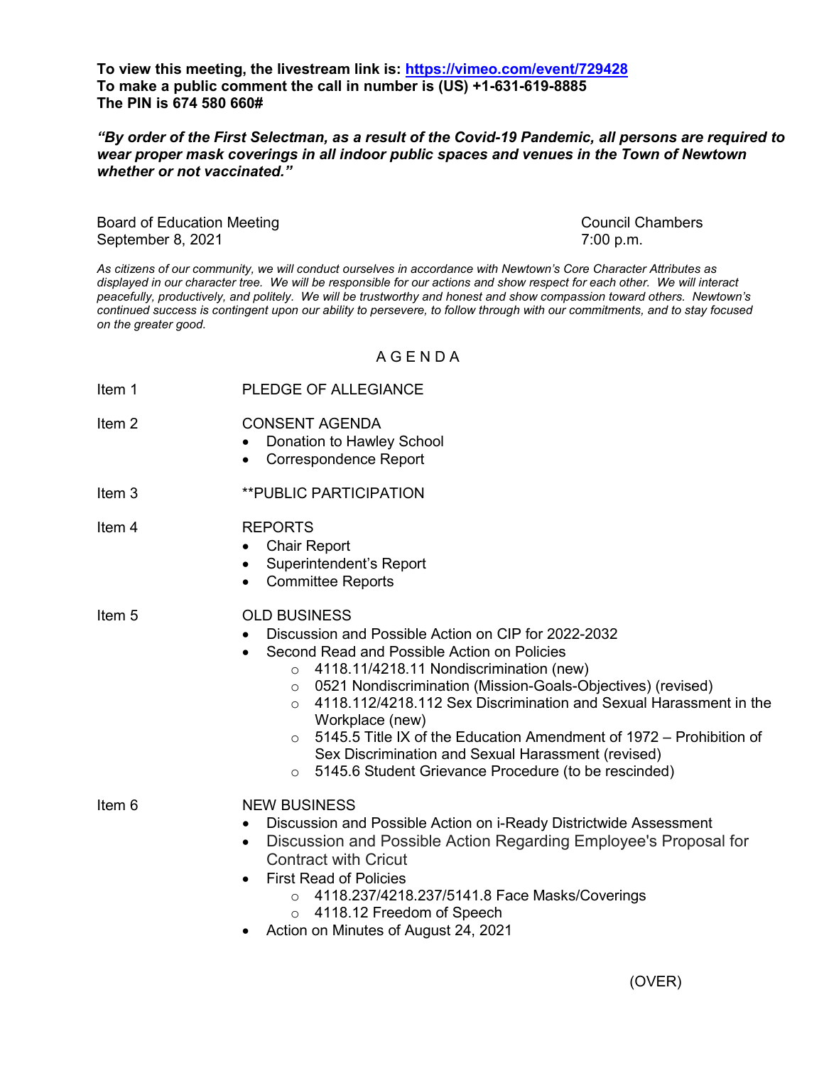**To view this meeting, the livestream link is: [https://vimeo.com/event/729428](https://vimeo.com/event/729428)**
**To make a public comment the call in number is (US) +1-631-619-8885**
**The PIN is 674 580 660#**

***"By order of the First Selectman, as a result of the Covid-19 Pandemic, all persons are required to wear proper mask coverings in all indoor public spaces and venues in the Town of Newtown whether or not vaccinated."***

Board of Education Meeting — Council Chambers
September 8, 2021 — 7:00 p.m.

*As citizens of our community, we will conduct ourselves in accordance with Newtown's Core Character Attributes as displayed in our character tree. We will be responsible for our actions and show respect for each other. We will interact peacefully, productively, and politely. We will be trustworthy and honest and show compassion toward others. Newtown's continued success is contingent upon our ability to persevere, to follow through with our commitments, and to stay focused on the greater good.*

## A G E N D A

**Item 1** — PLEDGE OF ALLEGIANCE

**Item 2** — CONSENT AGENDA
- Donation to Hawley School
- Correspondence Report

**Item 3** — **PUBLIC PARTICIPATION

**Item 4** — REPORTS
- Chair Report
- Superintendent's Report
- Committee Reports

**Item 5** — OLD BUSINESS
- Discussion and Possible Action on CIP for 2022-2032
- Second Read and Possible Action on Policies
  - 4118.11/4218.11 Nondiscrimination (new)
  - 0521 Nondiscrimination (Mission-Goals-Objectives) (revised)
  - 4118.112/4218.112 Sex Discrimination and Sexual Harassment in the Workplace (new)
  - 5145.5 Title IX of the Education Amendment of 1972 – Prohibition of Sex Discrimination and Sexual Harassment (revised)
  - 5145.6 Student Grievance Procedure (to be rescinded)

**Item 6** — NEW BUSINESS
- Discussion and Possible Action on i-Ready Districtwide Assessment
- Discussion and Possible Action Regarding Employee's Proposal for Contract with Cricut
- First Read of Policies
  - 4118.237/4218.237/5141.8 Face Masks/Coverings
  - 4118.12 Freedom of Speech
- Action on Minutes of August 24, 2021

(OVER)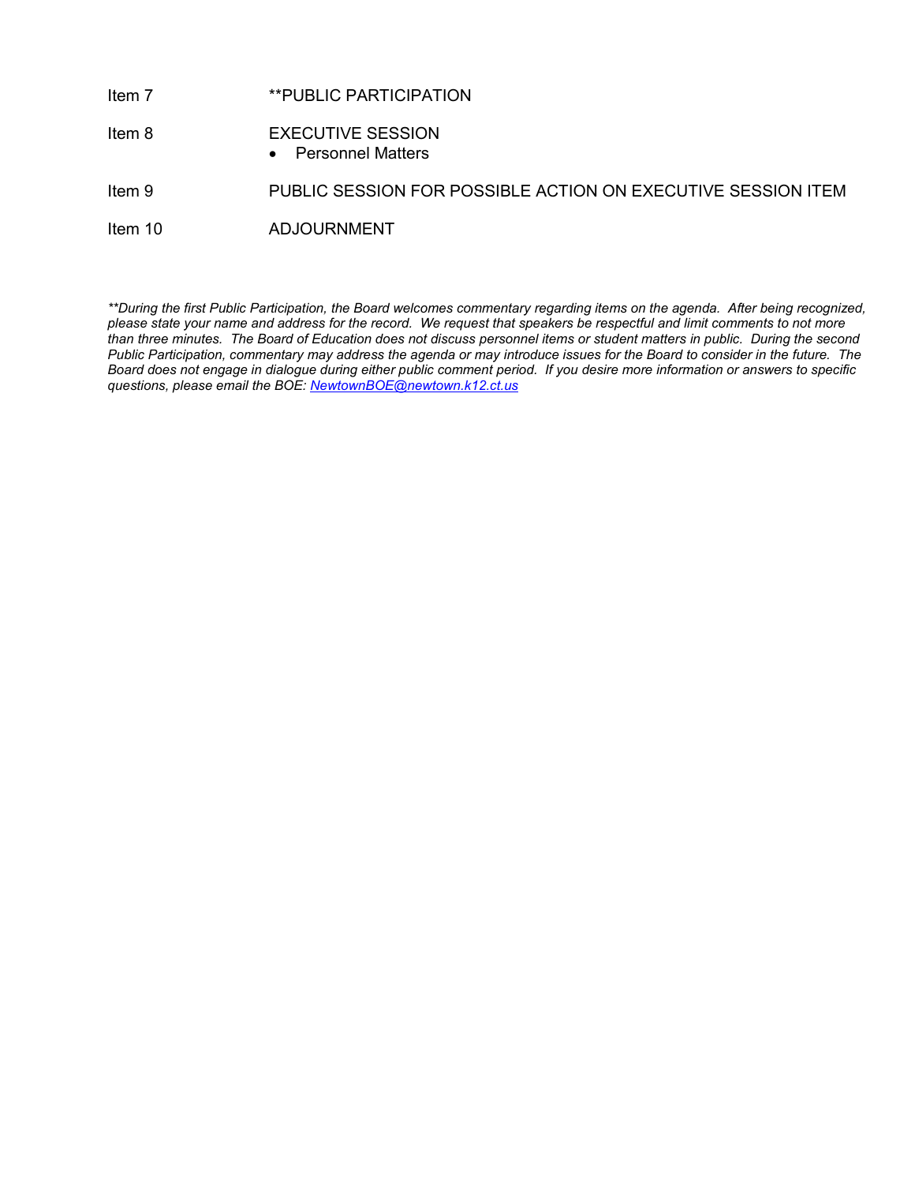Item 7 **PUBLIC PARTICIPATION

Item 8 EXECUTIVE SESSION

- Personnel Matters

Item 9 PUBLIC SESSION FOR POSSIBLE ACTION ON EXECUTIVE SESSION ITEM

Item 10 ADJOURNMENT

*\*\*During the first Public Participation, the Board welcomes commentary regarding items on the agenda. After being recognized, please state your name and address for the record. We request that speakers be respectful and limit comments to not more than three minutes. The Board of Education does not discuss personnel items or student matters in public. During the second Public Participation, commentary may address the agenda or may introduce issues for the Board to consider in the future. The Board does not engage in dialogue during either public comment period. If you desire more information or answers to specific questions, please email the BOE: NewtownBOE@newtown.k12.ct.us*